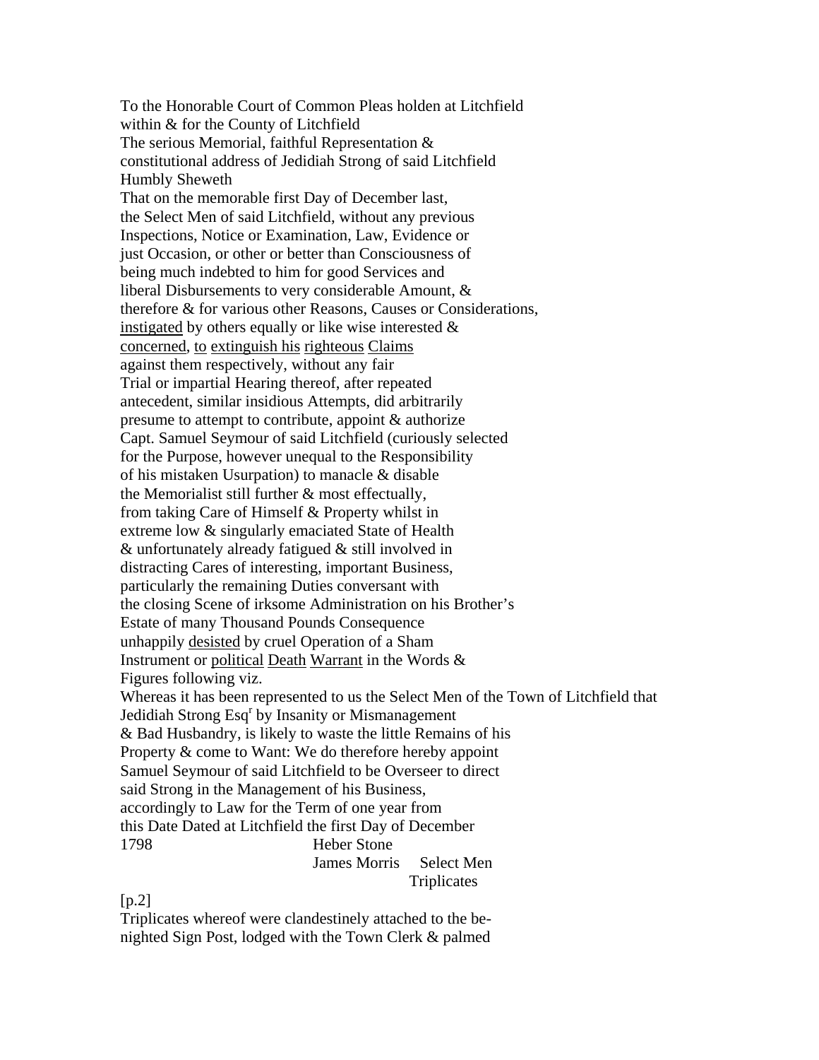To the Honorable Court of Common Pleas holden at Litchfield
within & for the County of Litchfield
The serious Memorial, faithful Representation &
constitutional address of Jedidiah Strong of said Litchfield
Humbly Sheweth
That on the memorable first Day of December last,
the Select Men of said Litchfield, without any previous
Inspections, Notice or Examination, Law, Evidence or
just Occasion, or other or better than Consciousness of
being much indebted to him for good Services and
liberal Disbursements to very considerable Amount, &
therefore & for various other Reasons, Causes or Considerations,
<u>instigated</u> by others equally or like wise interested &
<u>concerned</u>, <u>to</u> <u>extinguish his</u> <u>righteous</u> <u>Claims</u>
against them respectively, without any fair
Trial or impartial Hearing thereof, after repeated
antecedent, similar insidious Attempts, did arbitrarily
presume to attempt to contribute, appoint & authorize
Capt. Samuel Seymour of said Litchfield (curiously selected
for the Purpose, however unequal to the Responsibility
of his mistaken Usurpation) to manacle & disable
the Memorialist still further & most effectually,
from taking Care of Himself & Property whilst in
extreme low & singularly emaciated State of Health
& unfortunately already fatigued & still involved in
distracting Cares of interesting, important Business,
particularly the remaining Duties conversant with
the closing Scene of irksome Administration on his Brother's
Estate of many Thousand Pounds Consequence
unhappily <u>desisted</u> by cruel Operation of a Sham
Instrument or <u>political</u> <u>Death</u> <u>Warrant</u> in the Words &
Figures following viz.

Whereas it has been represented to us the Select Men of the Town of Litchfield that
Jedidiah Strong Esq[r] by Insanity or Mismanagement
& Bad Husbandry, is likely to waste the little Remains of his
Property & come to Want: We do therefore hereby appoint
Samuel Seymour of said Litchfield to be Overseer to direct
said Strong in the Management of his Business,
accordingly to Law for the Term of one year from
this Date Dated at Litchfield the first Day of December
1798 Heber Stone
James Morris Select Men
Triplicates

[p.2]
Triplicates whereof were clandestinely attached to the be-
nighted Sign Post, lodged with the Town Clerk & palmed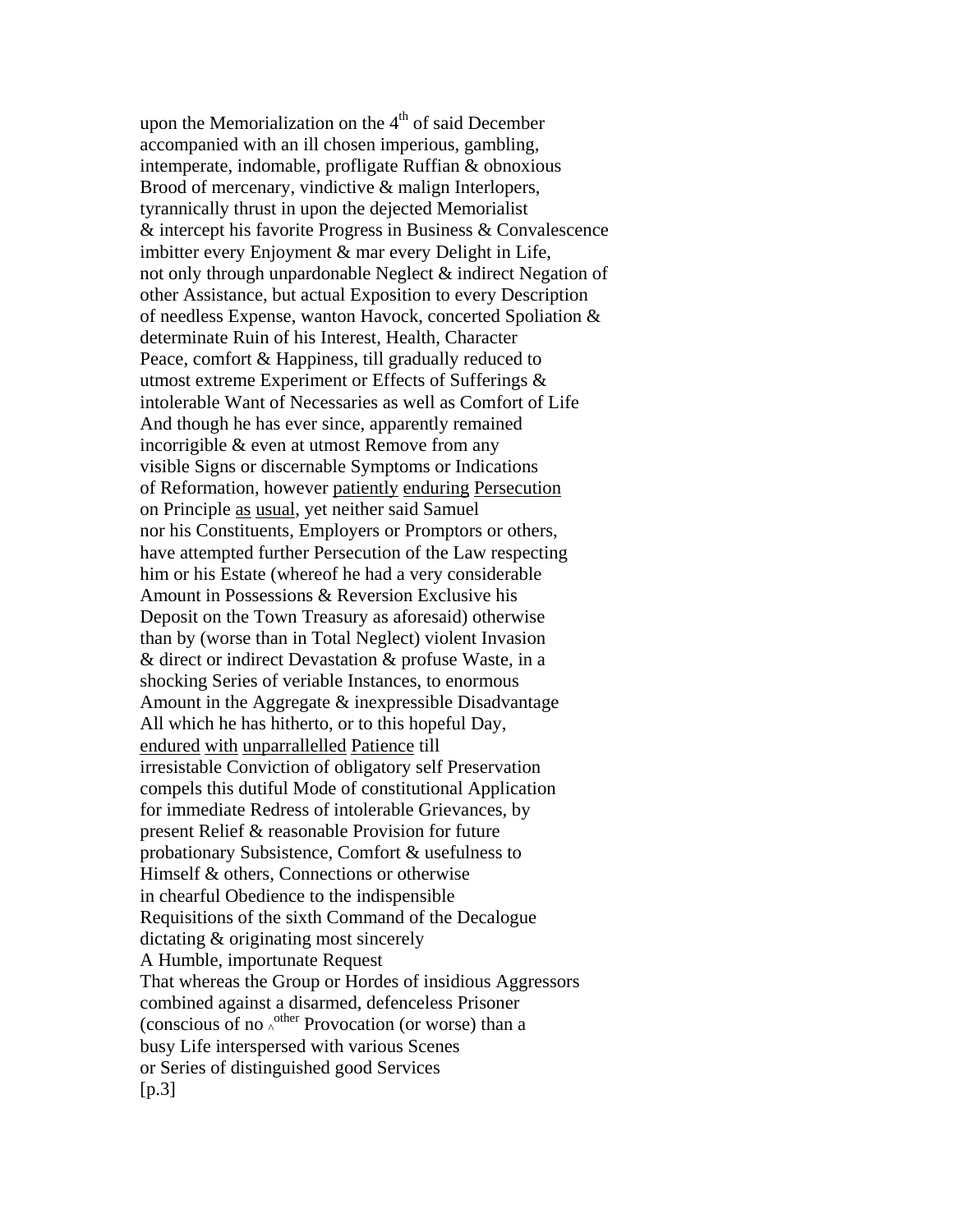upon the Memorialization on the 4th of said December
accompanied with an ill chosen imperious, gambling,
intemperate, indomable, profligate Ruffian & obnoxious
Brood of mercenary, vindictive & malign Interlopers,
tyrannically thrust in upon the dejected Memorialist
& intercept his favorite Progress in Business & Convalescence
imbitter every Enjoyment & mar every Delight in Life,
not only through unpardonable Neglect & indirect Negation of
other Assistance, but actual Exposition to every Description
of needless Expense, wanton Havock, concerted Spoliation &
determinate Ruin of his Interest, Health, Character
Peace, comfort & Happiness, till gradually reduced to
utmost extreme Experiment or Effects of Sufferings &
intolerable Want of Necessaries as well as Comfort of Life
And though he has ever since, apparently remained
incorrigible & even at utmost Remove from any
visible Signs or discernable Symptoms or Indications
of Reformation, however <u>patiently</u> <u>enduring</u> <u>Persecution</u>
on Principle <u>as</u> <u>usual</u>, yet neither said Samuel
nor his Constituents, Employers or Promptors or others,
have attempted further Persecution of the Law respecting
him or his Estate (whereof he had a very considerable
Amount in Possessions & Reversion Exclusive his
Deposit on the Town Treasury as aforesaid) otherwise
than by (worse than in Total Neglect) violent Invasion
& direct or indirect Devastation & profuse Waste, in a
shocking Series of veriable Instances, to enormous
Amount in the Aggregate & inexpressible Disadvantage
All which he has hitherto, or to this hopeful Day,
<u>endured</u> <u>with</u> <u>unparrallelled</u> <u>Patience</u> till
irresistable Conviction of obligatory self Preservation
compels this dutiful Mode of constitutional Application
for immediate Redress of intolerable Grievances, by
present Relief & reasonable Provision for future
probationary Subsistence, Comfort & usefulness to
Himself & others, Connections or otherwise
in chearful Obedience to the indispensible
Requisitions of the sixth Command of the Decalogue
dictating & originating most sincerely
A Humble, importunate Request
That whereas the Group or Hordes of insidious Aggressors
combined against a disarmed, defenceless Prisoner
(conscious of no ^other Provocation (or worse) than a
busy Life interspersed with various Scenes
or Series of distinguished good Services
[p.3]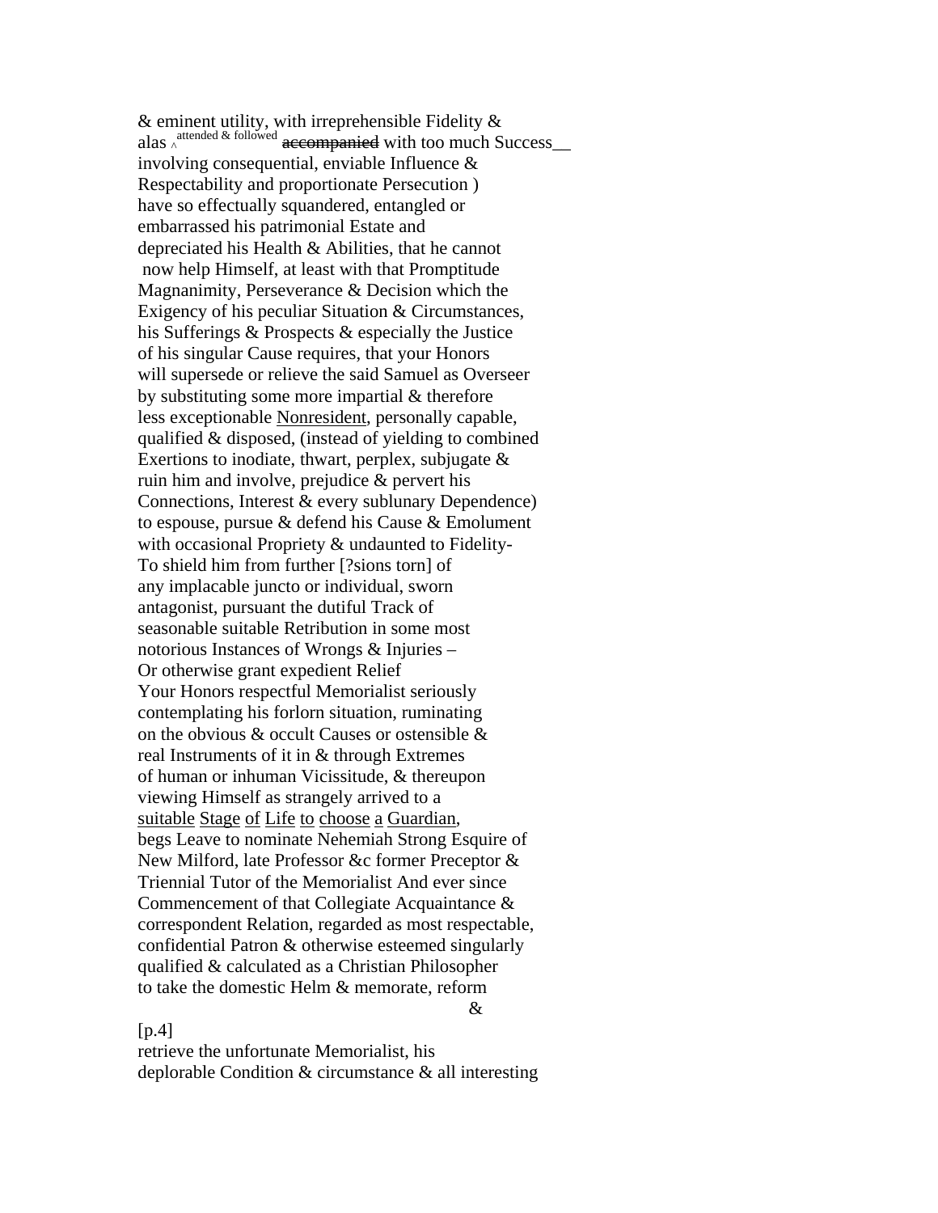& eminent utility, with irreprehensible Fidelity &
alas ^attended & followed ~~accompanied~~ with too much Success__
involving consequential, enviable Influence &
Respectability and proportionate Persecution )
have so effectually squandered, entangled or
embarrassed his patrimonial Estate and
depreciated his Health & Abilities, that he cannot
now help Himself, at least with that Promptitude
Magnanimity, Perseverance & Decision which the
Exigency of his peculiar Situation & Circumstances,
his Sufferings & Prospects & especially the Justice
of his singular Cause requires, that your Honors
will supersede or relieve the said Samuel as Overseer
by substituting some more impartial & therefore
less exceptionable <u>Nonresident</u>, personally capable,
qualified & disposed, (instead of yielding to combined
Exertions to inodiate, thwart, perplex, subjugate &
ruin him and involve, prejudice & pervert his
Connections, Interest & every sublunary Dependence)
to espouse, pursue & defend his Cause & Emolument
with occasional Propriety & undaunted to Fidelity-
To shield him from further [?sions torn] of
any implacable juncto or individual, sworn
antagonist, pursuant the dutiful Track of
seasonable suitable Retribution in some most
notorious Instances of Wrongs & Injuries –
Or otherwise grant expedient Relief
Your Honors respectful Memorialist seriously
contemplating his forlorn situation, ruminating
on the obvious & occult Causes or ostensible &
real Instruments of it in & through Extremes
of human or inhuman Vicissitude, & thereupon
viewing Himself as strangely arrived to a
<u>suitable</u> <u>Stage</u> <u>of</u> <u>Life</u> <u>to</u> <u>choose</u> <u>a</u> <u>Guardian</u>,
begs Leave to nominate Nehemiah Strong Esquire of
New Milford, late Professor &c former Preceptor &
Triennial Tutor of the Memorialist And ever since
Commencement of that Collegiate Acquaintance &
correspondent Relation, regarded as most respectable,
confidential Patron & otherwise esteemed singularly
qualified & calculated as a Christian Philosopher
to take the domestic Helm & memorate, reform
&

[p.4]
retrieve the unfortunate Memorialist, his
deplorable Condition & circumstance & all interesting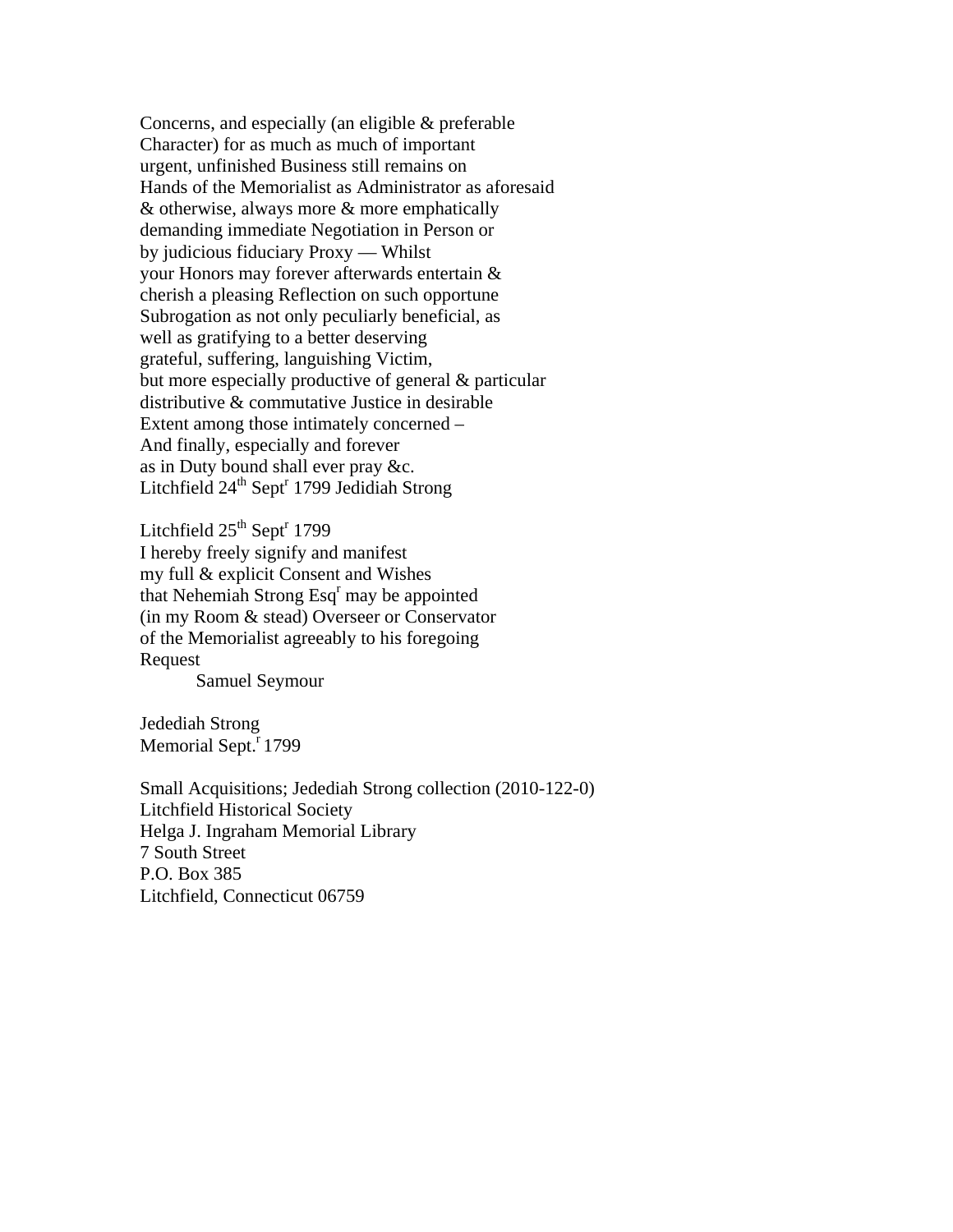Concerns, and especially (an eligible & preferable
Character) for as much as much of important
urgent, unfinished Business still remains on
Hands of the Memorialist as Administrator as aforesaid
& otherwise, always more & more emphatically
demanding immediate Negotiation in Person or
by judicious fiduciary Proxy — Whilst
your Honors may forever afterwards entertain &
cherish a pleasing Reflection on such opportune
Subrogation as not only peculiarly beneficial, as
well as gratifying to a better deserving
grateful, suffering, languishing Victim,
but more especially productive of general & particular
distributive & commutative Justice in desirable
Extent among those intimately concerned –
And finally, especially and forever
as in Duty bound shall ever pray &c.
Litchfield 24th Septr 1799 Jedidiah Strong

Litchfield 25th Septr 1799
I hereby freely signify and manifest
my full & explicit Consent and Wishes
that Nehemiah Strong Esqr may be appointed
(in my Room & stead) Overseer or Conservator
of the Memorialist agreeably to his foregoing
Request

Samuel Seymour

Jedediah Strong
Memorial Sept.r 1799

Small Acquisitions; Jedediah Strong collection (2010-122-0)
Litchfield Historical Society
Helga J. Ingraham Memorial Library
7 South Street
P.O. Box 385
Litchfield, Connecticut 06759